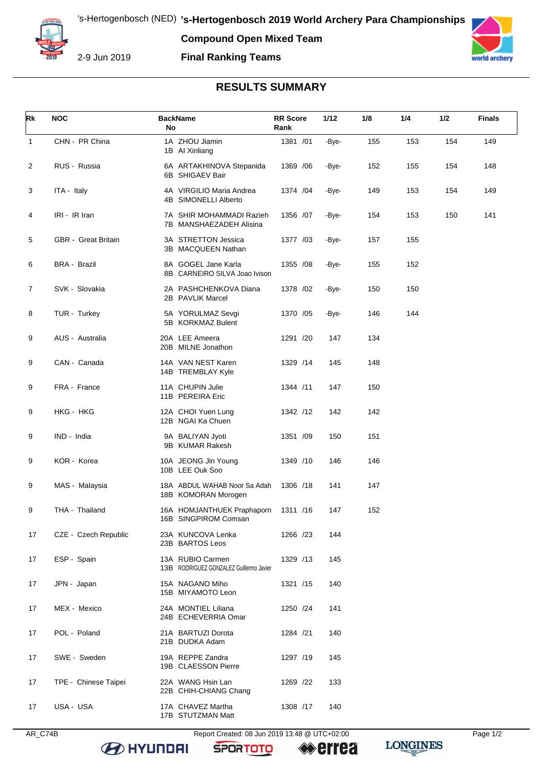# 's-Hertogenbosch 2019 World Archery Para Championships

's-Hertogenbosch (NED)

2-9 Jun 2019

**Compound Open Mixed Team**

**Final Ranking Teams**

## RESULTS SUMMARY

| Rk | NOC | Back No | Name | RR Score Rank | 1/12 | 1/8 | 1/4 | 1/2 | Finals |
|---|---|---|---|---|---|---|---|---|---|
| 1 | CHN - PR China | 1A<br>1B | ZHOU Jiamin<br>AI Xinliang | 1381 /01 | -Bye- | 155 | 153 | 154 | 149 |
| 2 | RUS - Russia | 6A<br>6B | ARTAKHINOVA Stepanida<br>SHIGAEV Bair | 1369 /06 | -Bye- | 152 | 155 | 154 | 148 |
| 3 | ITA - Italy | 4A<br>4B | VIRGILIO Maria Andrea<br>SIMONELLI Alberto | 1374 /04 | -Bye- | 149 | 153 | 154 | 149 |
| 4 | IRI - IR Iran | 7A<br>7B | SHIR MOHAMMADI Razieh<br>MANSHAEZADEH Alisina | 1356 /07 | -Bye- | 154 | 153 | 150 | 141 |
| 5 | GBR - Great Britain | 3A<br>3B | STRETTON Jessica<br>MACQUEEN Nathan | 1377 /03 | -Bye- | 157 | 155 | | |
| 6 | BRA - Brazil | 8A<br>8B | GOGEL Jane Karla<br>CARNEIRO SILVA Joao Ivison | 1355 /08 | -Bye- | 155 | 152 | | |
| 7 | SVK - Slovakia | 2A<br>2B | PASHCHENKOVA Diana<br>PAVLIK Marcel | 1378 /02 | -Bye- | 150 | 150 | | |
| 8 | TUR - Turkey | 5A<br>5B | YORULMAZ Sevgi<br>KORKMAZ Bulent | 1370 /05 | -Bye- | 146 | 144 | | |
| 9 | AUS - Australia | 20A<br>20B | LEE Ameera<br>MILNE Jonathon | 1291 /20 | 147 | 134 | | | |
| 9 | CAN - Canada | 14A<br>14B | VAN NEST Karen<br>TREMBLAY Kyle | 1329 /14 | 145 | 148 | | | |
| 9 | FRA - France | 11A<br>11B | CHUPIN Julie<br>PEREIRA Eric | 1344 /11 | 147 | 150 | | | |
| 9 | HKG - HKG | 12A<br>12B | CHOI Yuen Lung<br>NGAI Ka Chuen | 1342 /12 | 142 | 142 | | | |
| 9 | IND - India | 9A<br>9B | BALIYAN Jyoti<br>KUMAR Rakesh | 1351 /09 | 150 | 151 | | | |
| 9 | KOR - Korea | 10A<br>10B | JEONG Jin Young<br>LEE Ouk Soo | 1349 /10 | 146 | 146 | | | |
| 9 | MAS - Malaysia | 18A<br>18B | ABDUL WAHAB Noor Sa Adah<br>KOMORAN Morogen | 1306 /18 | 141 | 147 | | | |
| 9 | THA - Thailand | 16A<br>16B | HOMJANTHUEK Praphaporn<br>SINGPIROM Comsan | 1311 /16 | 147 | 152 | | | |
| 17 | CZE - Czech Republic | 23A<br>23B | KUNCOVA Lenka<br>BARTOS Leos | 1266 /23 | 144 | | | | |
| 17 | ESP - Spain | 13A<br>13B | RUBIO Carmen<br>RODRIGUEZ GONZALEZ Guillermo Javier | 1329 /13 | 145 | | | | |
| 17 | JPN - Japan | 15A<br>15B | NAGANO Miho<br>MIYAMOTO Leon | 1321 /15 | 140 | | | | |
| 17 | MEX - Mexico | 24A<br>24B | MONTIEL Liliana<br>ECHEVERRIA Omar | 1250 /24 | 141 | | | | |
| 17 | POL - Poland | 21A<br>21B | BARTUZI Dorota<br>DUDKA Adam | 1284 /21 | 140 | | | | |
| 17 | SWE - Sweden | 19A<br>19B | REPPE Zandra<br>CLAESSON Pierre | 1297 /19 | 145 | | | | |
| 17 | TPE - Chinese Taipei | 22A<br>22B | WANG Hsin Lan<br>CHIH-CHIANG Chang | 1269 /22 | 133 | | | | |
| 17 | USA - USA | 17A<br>17B | CHAVEZ Martha<br>STUTZMAN Matt | 1308 /17 | 140 | | | | |

AR_C74B Report Created: 08 Jun 2019 13:48 @ UTC+02:00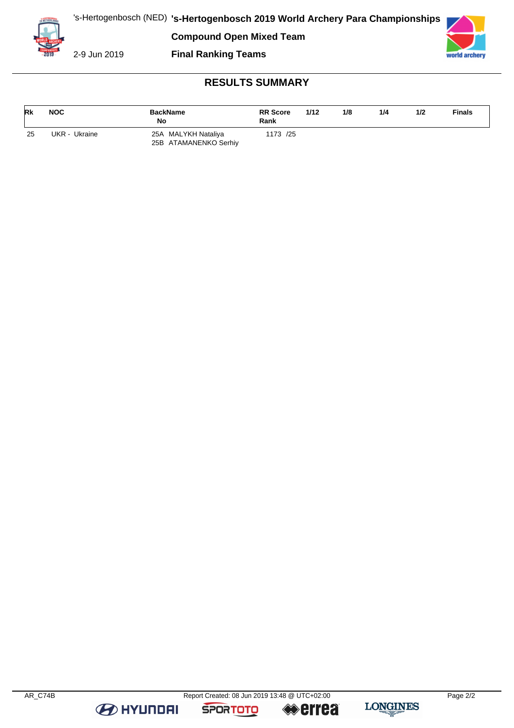## RESULTS SUMMARY

| Rk | NOC | BackName No | RR Score Rank | 1/12 | 1/8 | 1/4 | 1/2 | Finals |
|---|---|---|---|---|---|---|---|---|
| 25 | UKR - Ukraine | 25A MALYKH Nataliya<br>25B ATAMANENKO Serhiy | 1173 /25 | | | | | |